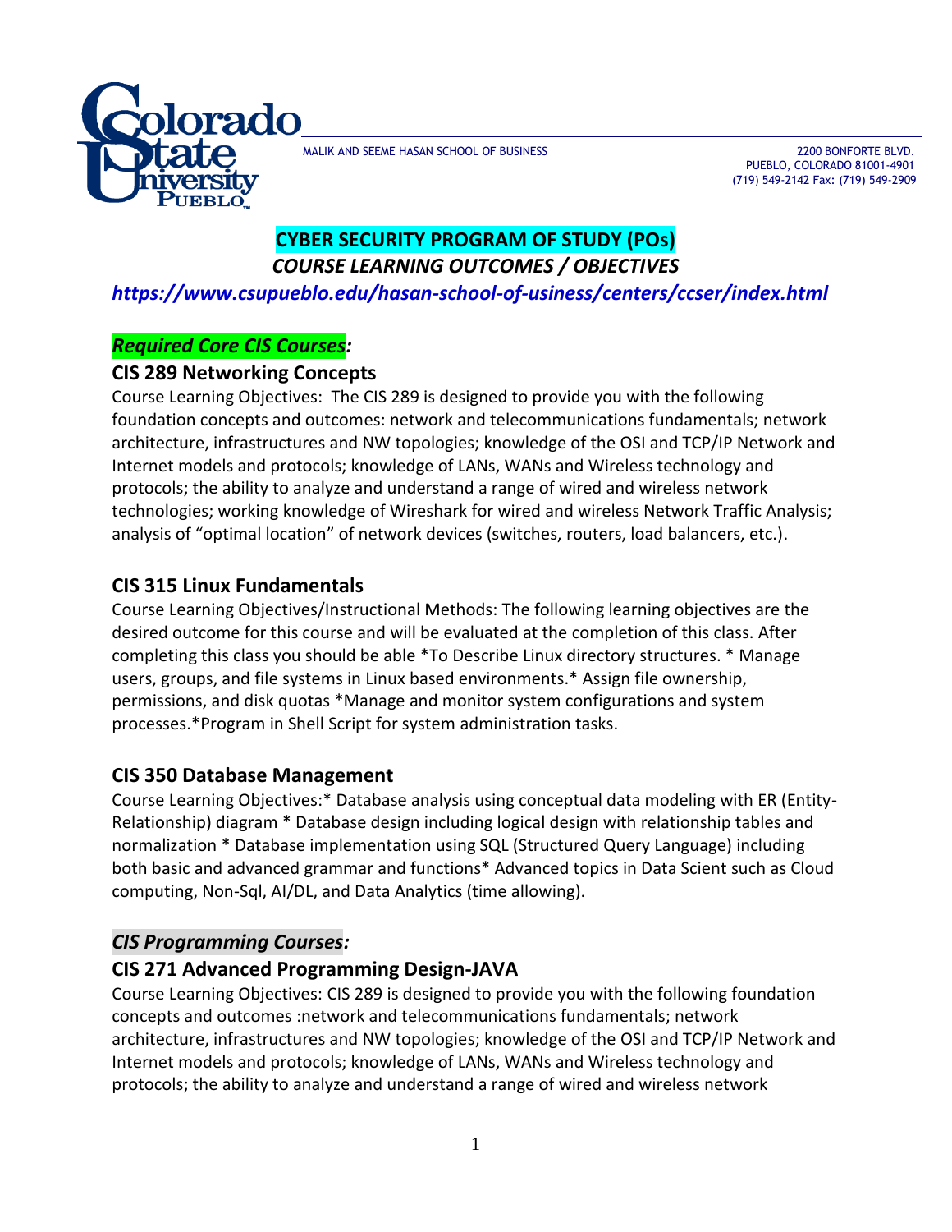MALIK AND SEEME HASAN SCHOOL OF BUSINESS

2200 BONFORTE BLVD.
PUEBLO, COLORADO 81001-4901
(719) 549-2142 Fax: (719) 549-2909

# CYBER SECURITY PROGRAM OF STUDY (POs)

## *COURSE LEARNING OUTCOMES / OBJECTIVES*

***https://www.csupueblo.edu/hasan-school-of-usiness/centers/ccser/index.html***

## *Required Core CIS Courses:*

### CIS 289 Networking Concepts

Course Learning Objectives: The CIS 289 is designed to provide you with the following foundation concepts and outcomes: network and telecommunications fundamentals; network architecture, infrastructures and NW topologies; knowledge of the OSI and TCP/IP Network and Internet models and protocols; knowledge of LANs, WANs and Wireless technology and protocols; the ability to analyze and understand a range of wired and wireless network technologies; working knowledge of Wireshark for wired and wireless Network Traffic Analysis; analysis of "optimal location" of network devices (switches, routers, load balancers, etc.).

### CIS 315 Linux Fundamentals

Course Learning Objectives/Instructional Methods: The following learning objectives are the desired outcome for this course and will be evaluated at the completion of this class. After completing this class you should be able *To Describe Linux directory structures. * Manage users, groups, and file systems in Linux based environments.* Assign file ownership, permissions, and disk quotas *Manage and monitor system configurations and system processes.*Program in Shell Script for system administration tasks.

### CIS 350 Database Management

Course Learning Objectives:* Database analysis using conceptual data modeling with ER (Entity-Relationship) diagram * Database design including logical design with relationship tables and normalization * Database implementation using SQL (Structured Query Language) including both basic and advanced grammar and functions* Advanced topics in Data Scient such as Cloud computing, Non-Sql, AI/DL, and Data Analytics (time allowing).

## *CIS Programming Courses:*

### CIS 271 Advanced Programming Design-JAVA

Course Learning Objectives: CIS 289 is designed to provide you with the following foundation concepts and outcomes :network and telecommunications fundamentals; network architecture, infrastructures and NW topologies; knowledge of the OSI and TCP/IP Network and Internet models and protocols; knowledge of LANs, WANs and Wireless technology and protocols; the ability to analyze and understand a range of wired and wireless network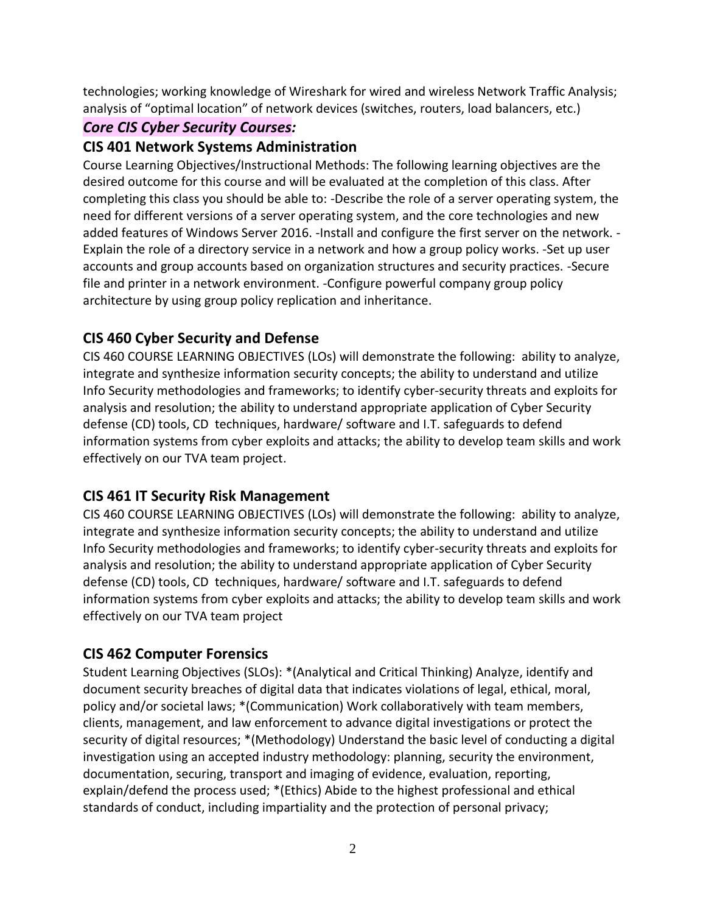technologies; working knowledge of Wireshark for wired and wireless Network Traffic Analysis; analysis of "optimal location" of network devices (switches, routers, load balancers, etc.)

***Core CIS Cyber Security Courses:***

### CIS 401 Network Systems Administration

Course Learning Objectives/Instructional Methods: The following learning objectives are the desired outcome for this course and will be evaluated at the completion of this class. After completing this class you should be able to: -Describe the role of a server operating system, the need for different versions of a server operating system, and the core technologies and new added features of Windows Server 2016. -Install and configure the first server on the network. -Explain the role of a directory service in a network and how a group policy works. -Set up user accounts and group accounts based on organization structures and security practices. -Secure file and printer in a network environment. -Configure powerful company group policy architecture by using group policy replication and inheritance.

### CIS 460 Cyber Security and Defense

CIS 460 COURSE LEARNING OBJECTIVES (LOs) will demonstrate the following: ability to analyze, integrate and synthesize information security concepts; the ability to understand and utilize Info Security methodologies and frameworks; to identify cyber-security threats and exploits for analysis and resolution; the ability to understand appropriate application of Cyber Security defense (CD) tools, CD techniques, hardware/ software and I.T. safeguards to defend information systems from cyber exploits and attacks; the ability to develop team skills and work effectively on our TVA team project.

### CIS 461 IT Security Risk Management

CIS 460 COURSE LEARNING OBJECTIVES (LOs) will demonstrate the following: ability to analyze, integrate and synthesize information security concepts; the ability to understand and utilize Info Security methodologies and frameworks; to identify cyber-security threats and exploits for analysis and resolution; the ability to understand appropriate application of Cyber Security defense (CD) tools, CD techniques, hardware/ software and I.T. safeguards to defend information systems from cyber exploits and attacks; the ability to develop team skills and work effectively on our TVA team project

### CIS 462 Computer Forensics

Student Learning Objectives (SLOs): *(Analytical and Critical Thinking) Analyze, identify and document security breaches of digital data that indicates violations of legal, ethical, moral, policy and/or societal laws; *(Communication) Work collaboratively with team members, clients, management, and law enforcement to advance digital investigations or protect the security of digital resources; *(Methodology) Understand the basic level of conducting a digital investigation using an accepted industry methodology: planning, security the environment, documentation, securing, transport and imaging of evidence, evaluation, reporting, explain/defend the process used; *(Ethics) Abide to the highest professional and ethical standards of conduct, including impartiality and the protection of personal privacy;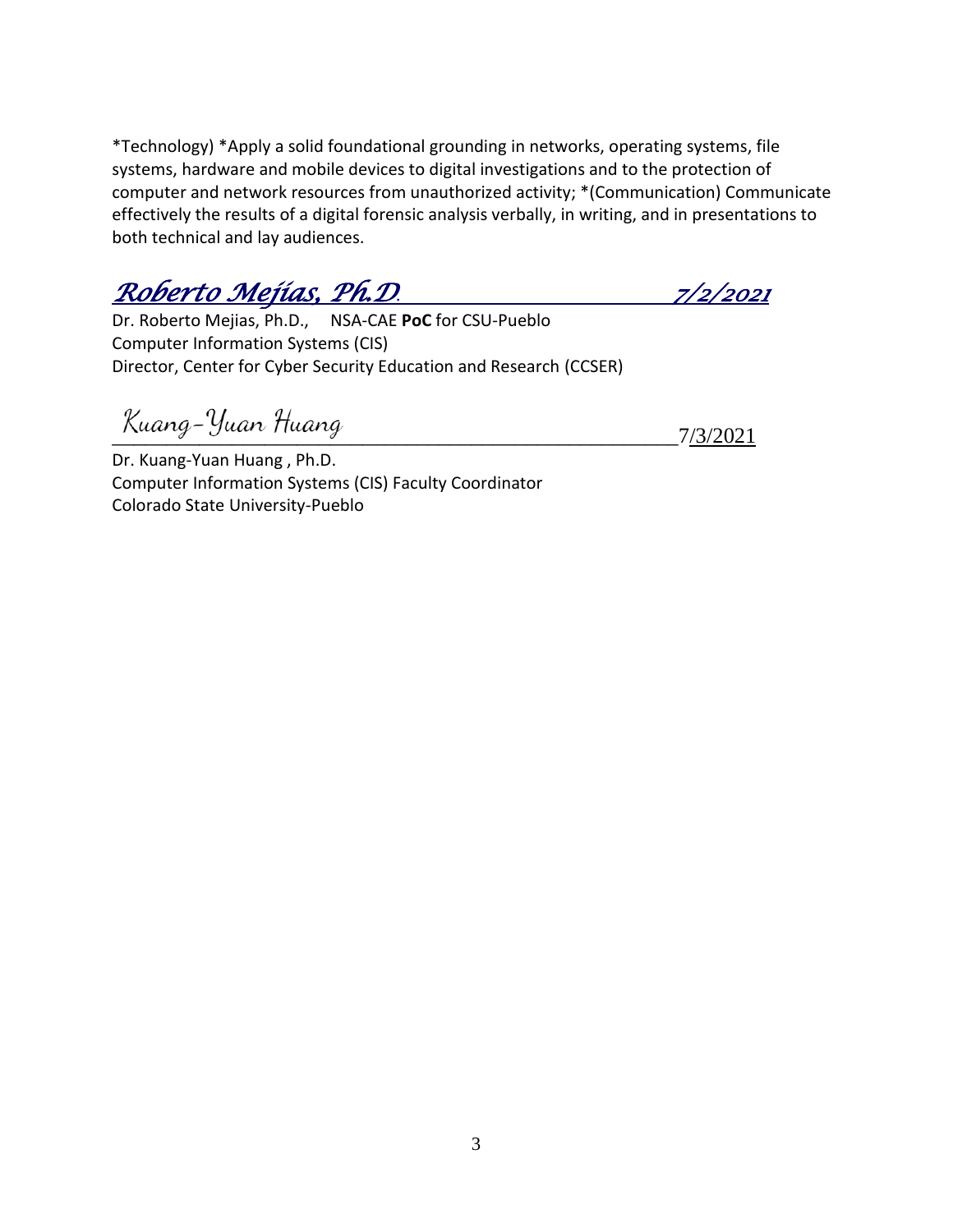*Technology) *Apply a solid foundational grounding in networks, operating systems, file systems, hardware and mobile devices to digital investigations and to the protection of computer and network resources from unauthorized activity; *(Communication) Communicate effectively the results of a digital forensic analysis verbally, in writing, and in presentations to both technical and lay audiences.

*Roberto Mejías, Ph.D.* *7/2/2021*

Dr. Roberto Mejias, Ph.D., NSA-CAE **PoC** for CSU-Pueblo
Computer Information Systems (CIS)
Director, Center for Cyber Security Education and Research (CCSER)

*Kuang-Yuan Huang* 7/3/2021

Dr. Kuang-Yuan Huang , Ph.D.
Computer Information Systems (CIS) Faculty Coordinator
Colorado State University-Pueblo